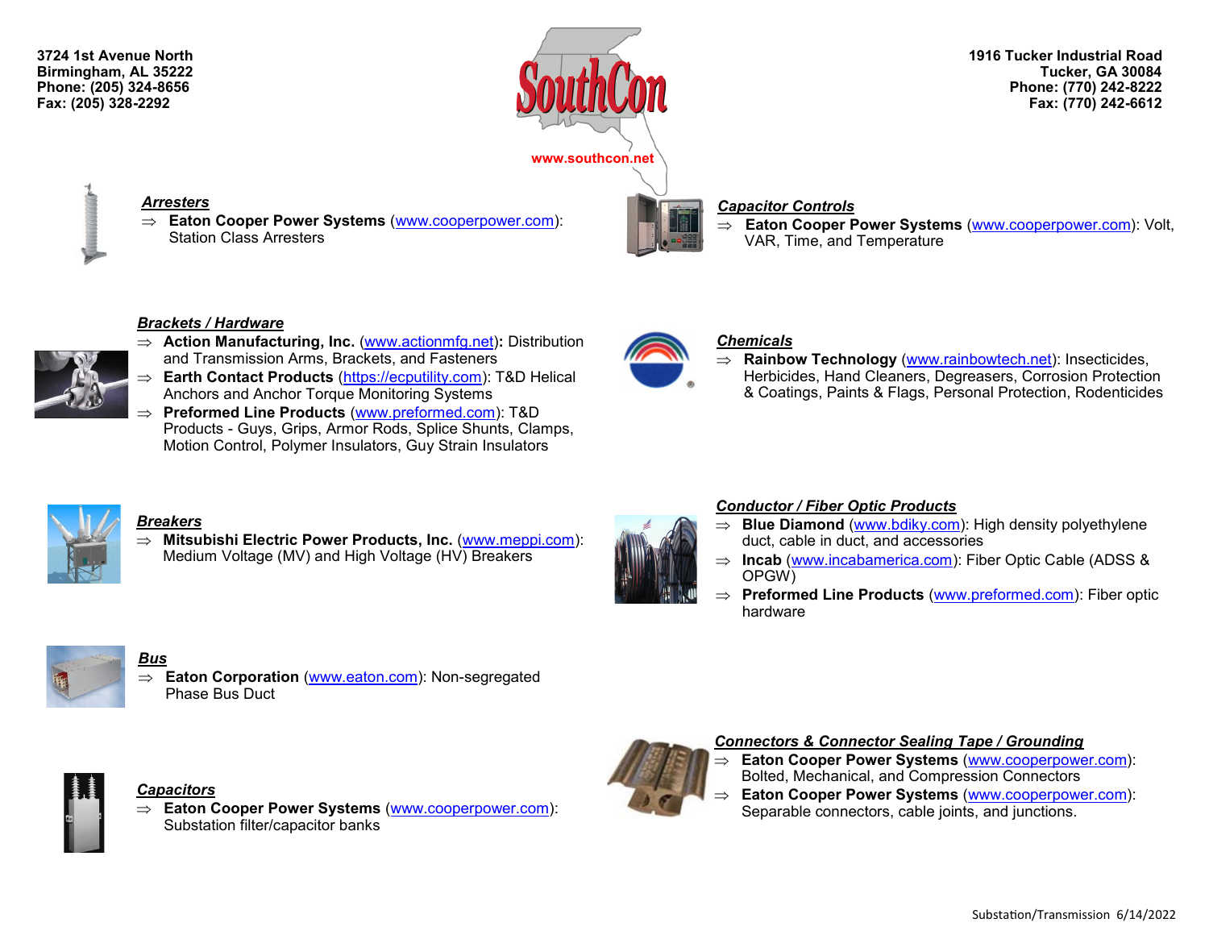3724 1st Avenue North
Birmingham, AL 35222
Phone: (205) 324-8656
Fax: (205) 328-2292

# SouthCon

www.southcon.net

1916 Tucker Industrial Road
Tucker, GA 30084
Phone: (770) 242-8222
Fax: (770) 242-6612

***Arresters***

⇒ **Eaton Cooper Power Systems** (www.cooperpower.com): Station Class Arresters

***Brackets / Hardware***

⇒ **Action Manufacturing, Inc.** (www.actionmfg.net)**:** Distribution and Transmission Arms, Brackets, and Fasteners

⇒ **Earth Contact Products** (https://ecputility.com): T&D Helical Anchors and Anchor Torque Monitoring Systems

⇒ **Preformed Line Products** (www.preformed.com): T&D Products - Guys, Grips, Armor Rods, Splice Shunts, Clamps, Motion Control, Polymer Insulators, Guy Strain Insulators

***Breakers***

⇒ **Mitsubishi Electric Power Products, Inc.** (www.meppi.com): Medium Voltage (MV) and High Voltage (HV) Breakers

***Bus***

⇒ **Eaton Corporation** (www.eaton.com): Non-segregated Phase Bus Duct

***Capacitors***

⇒ **Eaton Cooper Power Systems** (www.cooperpower.com): Substation filter/capacitor banks

***Capacitor Controls***

⇒ **Eaton Cooper Power Systems** (www.cooperpower.com): Volt, VAR, Time, and Temperature

***Chemicals***

⇒ **Rainbow Technology** (www.rainbowtech.net): Insecticides, Herbicides, Hand Cleaners, Degreasers, Corrosion Protection & Coatings, Paints & Flags, Personal Protection, Rodenticides

***Conductor / Fiber Optic Products***

⇒ **Blue Diamond** (www.bdiky.com): High density polyethylene duct, cable in duct, and accessories

⇒ **Incab** (www.incabamerica.com): Fiber Optic Cable (ADSS & OPGW)

⇒ **Preformed Line Products** (www.preformed.com): Fiber optic hardware

***Connectors & Connector Sealing Tape / Grounding***

⇒ **Eaton Cooper Power Systems** (www.cooperpower.com): Bolted, Mechanical, and Compression Connectors

⇒ **Eaton Cooper Power Systems** (www.cooperpower.com): Separable connectors, cable joints, and junctions.

Substation/Transmission 6/14/2022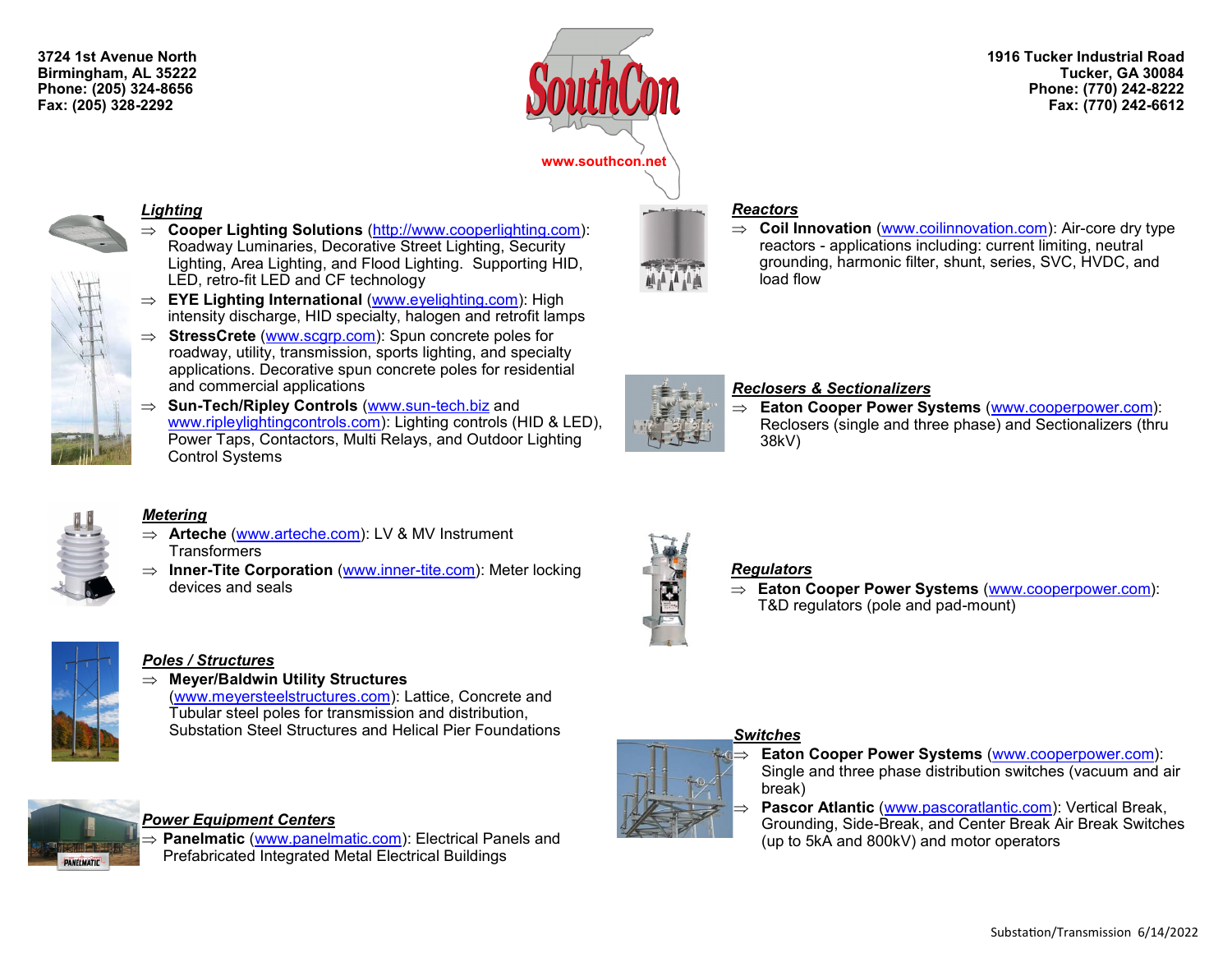3724 1st Avenue North
Birmingham, AL 35222
Phone: (205) 324-8656
Fax: (205) 328-2292

SouthCon

www.southcon.net

1916 Tucker Industrial Road
Tucker, GA 30084
Phone: (770) 242-8222
Fax: (770) 242-6612

## ***Lighting***

- **Cooper Lighting Solutions** (http://www.cooperlighting.com): Roadway Luminaries, Decorative Street Lighting, Security Lighting, Area Lighting, and Flood Lighting. Supporting HID, LED, retro-fit LED and CF technology
- **EYE Lighting International** (www.eyelighting.com): High intensity discharge, HID specialty, halogen and retrofit lamps
- **StressCrete** (www.scgrp.com): Spun concrete poles for roadway, utility, transmission, sports lighting, and specialty applications. Decorative spun concrete poles for residential and commercial applications
- **Sun-Tech/Ripley Controls** (www.sun-tech.biz and www.ripleylightingcontrols.com): Lighting controls (HID & LED), Power Taps, Contactors, Multi Relays, and Outdoor Lighting Control Systems

## ***Metering***

- **Arteche** (www.arteche.com): LV & MV Instrument Transformers
- **Inner-Tite Corporation** (www.inner-tite.com): Meter locking devices and seals

## ***Poles / Structures***

- **Meyer/Baldwin Utility Structures** (www.meyersteelstructures.com): Lattice, Concrete and Tubular steel poles for transmission and distribution, Substation Steel Structures and Helical Pier Foundations

## ***Power Equipment Centers***

- **Panelmatic** (www.panelmatic.com): Electrical Panels and Prefabricated Integrated Metal Electrical Buildings

## ***Reactors***

- **Coil Innovation** (www.coilinnovation.com): Air-core dry type reactors - applications including: current limiting, neutral grounding, harmonic filter, shunt, series, SVC, HVDC, and load flow

## ***Reclosers & Sectionalizers***

- **Eaton Cooper Power Systems** (www.cooperpower.com): Reclosers (single and three phase) and Sectionalizers (thru 38kV)

## ***Regulators***

- **Eaton Cooper Power Systems** (www.cooperpower.com): T&D regulators (pole and pad-mount)

## ***Switches***

- **Eaton Cooper Power Systems** (www.cooperpower.com): Single and three phase distribution switches (vacuum and air break)
- **Pascor Atlantic** (www.pascoratlantic.com): Vertical Break, Grounding, Side-Break, and Center Break Air Break Switches (up to 5kA and 800kV) and motor operators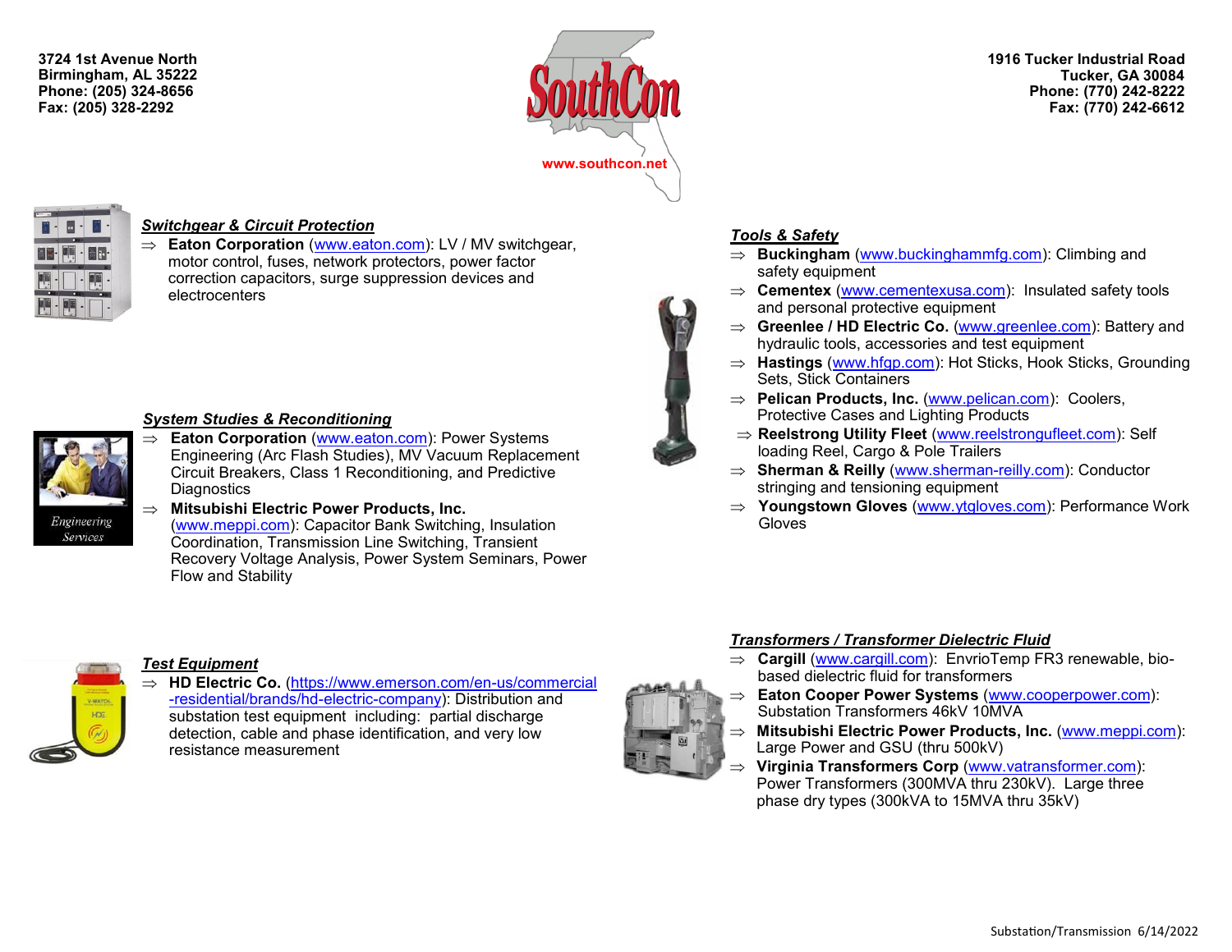3724 1st Avenue North
Birmingham, AL 35222
Phone: (205) 324-8656
Fax: (205) 328-2292

SouthCon

www.southcon.net

1916 Tucker Industrial Road
Tucker, GA 30084
Phone: (770) 242-8222
Fax: (770) 242-6612

## *Switchgear & Circuit Protection*

- **Eaton Corporation** (www.eaton.com): LV / MV switchgear, motor control, fuses, network protectors, power factor correction capacitors, surge suppression devices and electrocenters

## *System Studies & Reconditioning*

Engineering Services

- **Eaton Corporation** (www.eaton.com): Power Systems Engineering (Arc Flash Studies), MV Vacuum Replacement Circuit Breakers, Class 1 Reconditioning, and Predictive Diagnostics
- **Mitsubishi Electric Power Products, Inc.** (www.meppi.com): Capacitor Bank Switching, Insulation Coordination, Transmission Line Switching, Transient Recovery Voltage Analysis, Power System Seminars, Power Flow and Stability

## *Test Equipment*

- **HD Electric Co.** (https://www.emerson.com/en-us/commercial-residential/brands/hd-electric-company): Distribution and substation test equipment including: partial discharge detection, cable and phase identification, and very low resistance measurement

## *Tools & Safety*

- **Buckingham** (www.buckinghammfg.com): Climbing and safety equipment
- **Cementex** (www.cementexusa.com): Insulated safety tools and personal protective equipment
- **Greenlee / HD Electric Co.** (www.greenlee.com): Battery and hydraulic tools, accessories and test equipment
- **Hastings** (www.hfgp.com): Hot Sticks, Hook Sticks, Grounding Sets, Stick Containers
- **Pelican Products, Inc.** (www.pelican.com): Coolers, Protective Cases and Lighting Products
- **Reelstrong Utility Fleet** (www.reelstrongufleet.com): Self loading Reel, Cargo & Pole Trailers
- **Sherman & Reilly** (www.sherman-reilly.com): Conductor stringing and tensioning equipment
- **Youngstown Gloves** (www.ytgloves.com): Performance Work Gloves

## *Transformers / Transformer Dielectric Fluid*

- **Cargill** (www.cargill.com): EnvrioTemp FR3 renewable, bio-based dielectric fluid for transformers
- **Eaton Cooper Power Systems** (www.cooperpower.com): Substation Transformers 46kV 10MVA
- **Mitsubishi Electric Power Products, Inc.** (www.meppi.com): Large Power and GSU (thru 500kV)
- **Virginia Transformers Corp** (www.vatransformer.com): Power Transformers (300MVA thru 230kV). Large three phase dry types (300kVA to 15MVA thru 35kV)

Substation/Transmission 6/14/2022